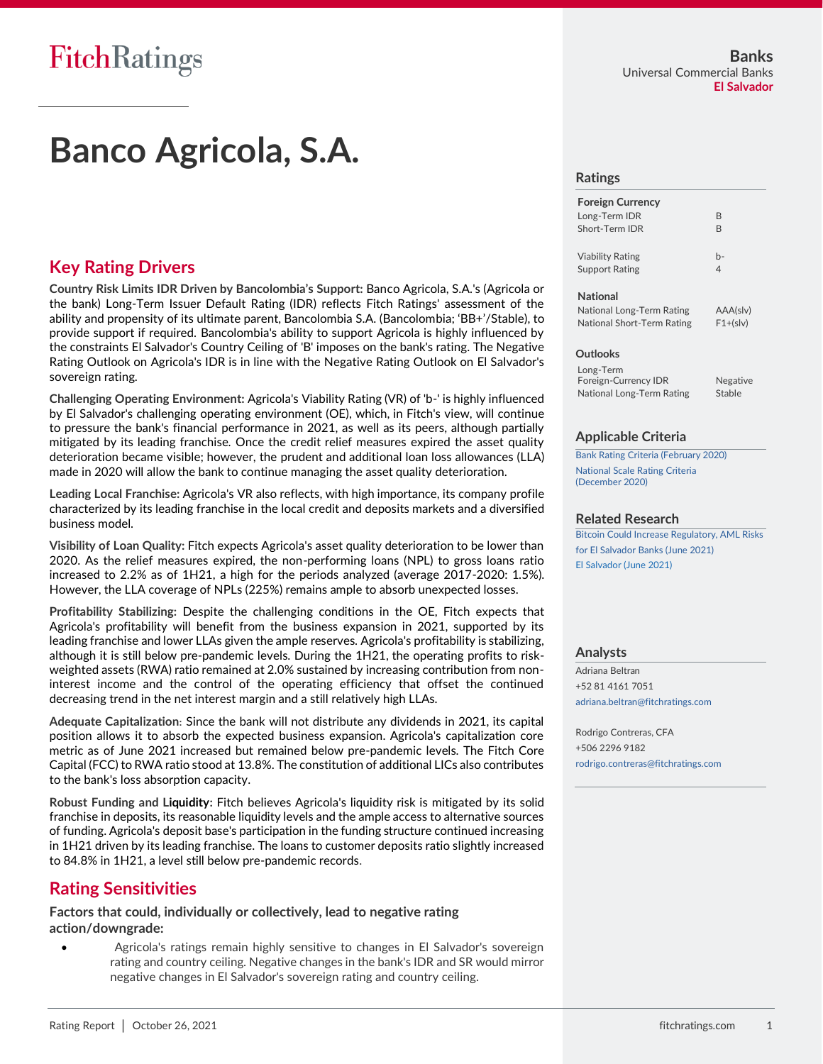Banks
Universal Commercial Banks
El Salvador

# Banco Agricola, S.A.

## Key Rating Drivers

**Country Risk Limits IDR Driven by Bancolombia's Support:** Banco Agricola, S.A.'s (Agricola or the bank) Long-Term Issuer Default Rating (IDR) reflects Fitch Ratings' assessment of the ability and propensity of its ultimate parent, Bancolombia S.A. (Bancolombia; 'BB+'/Stable), to provide support if required. Bancolombia's ability to support Agricola is highly influenced by the constraints El Salvador's Country Ceiling of 'B' imposes on the bank's rating. The Negative Rating Outlook on Agricola's IDR is in line with the Negative Rating Outlook on El Salvador's sovereign rating.

**Challenging Operating Environment:** Agricola's Viability Rating (VR) of 'b-' is highly influenced by El Salvador's challenging operating environment (OE), which, in Fitch's view, will continue to pressure the bank's financial performance in 2021, as well as its peers, although partially mitigated by its leading franchise. Once the credit relief measures expired the asset quality deterioration became visible; however, the prudent and additional loan loss allowances (LLA) made in 2020 will allow the bank to continue managing the asset quality deterioration.

**Leading Local Franchise:** Agricola's VR also reflects, with high importance, its company profile characterized by its leading franchise in the local credit and deposits markets and a diversified business model.

**Visibility of Loan Quality:** Fitch expects Agricola's asset quality deterioration to be lower than 2020. As the relief measures expired, the non-performing loans (NPL) to gross loans ratio increased to 2.2% as of 1H21, a high for the periods analyzed (average 2017-2020: 1.5%). However, the LLA coverage of NPLs (225%) remains ample to absorb unexpected losses.

**Profitability Stabilizing:** Despite the challenging conditions in the OE, Fitch expects that Agricola's profitability will benefit from the business expansion in 2021, supported by its leading franchise and lower LLAs given the ample reserves. Agricola's profitability is stabilizing, although it is still below pre-pandemic levels. During the 1H21, the operating profits to risk-weighted assets (RWA) ratio remained at 2.0% sustained by increasing contribution from non-interest income and the control of the operating efficiency that offset the continued decreasing trend in the net interest margin and a still relatively high LLAs.

**Adequate Capitalization**: Since the bank will not distribute any dividends in 2021, its capital position allows it to absorb the expected business expansion. Agricola's capitalization core metric as of June 2021 increased but remained below pre-pandemic levels. The Fitch Core Capital (FCC) to RWA ratio stood at 13.8%. The constitution of additional LICs also contributes to the bank's loss absorption capacity.

**Robust Funding and Liquidity:** Fitch believes Agricola's liquidity risk is mitigated by its solid franchise in deposits, its reasonable liquidity levels and the ample access to alternative sources of funding. Agricola's deposit base's participation in the funding structure continued increasing in 1H21 driven by its leading franchise. The loans to customer deposits ratio slightly increased to 84.8% in 1H21, a level still below pre-pandemic records.

## Rating Sensitivities

**Factors that could, individually or collectively, lead to negative rating action/downgrade:**

- Agricola's ratings remain highly sensitive to changes in El Salvador's sovereign rating and country ceiling. Negative changes in the bank's IDR and SR would mirror negative changes in El Salvador's sovereign rating and country ceiling.

### Ratings

| **Foreign Currency** | |
|---|---|
| Long-Term IDR | B |
| Short-Term IDR | B |
| Viability Rating | b- |
| Support Rating | 4 |
| **National** | |
| National Long-Term Rating | AAA(slv) |
| National Short-Term Rating | F1+(slv) |

### Outlooks

| | |
|---|---|
| Long-Term Foreign-Currency IDR | Negative |
| National Long-Term Rating | Stable |

### Applicable Criteria

Bank Rating Criteria (February 2020)
National Scale Rating Criteria (December 2020)

### Related Research

Bitcoin Could Increase Regulatory, AML Risks for El Salvador Banks (June 2021)
El Salvador (June 2021)

### Analysts

Adriana Beltran
+52 81 4161 7051
adriana.beltran@fitchratings.com

Rodrigo Contreras, CFA
+506 2296 9182
rodrigo.contreras@fitchratings.com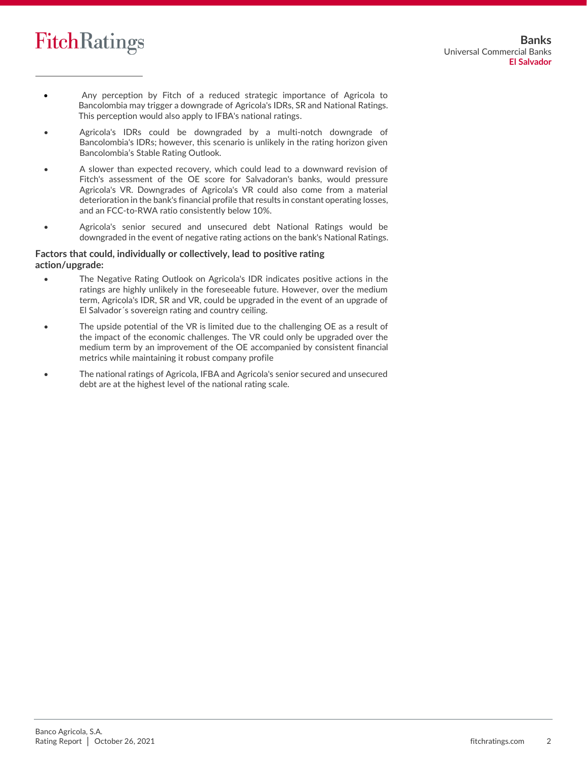- Any perception by Fitch of a reduced strategic importance of Agricola to Bancolombia may trigger a downgrade of Agricola's IDRs, SR and National Ratings. This perception would also apply to IFBA's national ratings.
- Agricola's IDRs could be downgraded by a multi-notch downgrade of Bancolombia's IDRs; however, this scenario is unlikely in the rating horizon given Bancolombia's Stable Rating Outlook.
- A slower than expected recovery, which could lead to a downward revision of Fitch's assessment of the OE score for Salvadoran's banks, would pressure Agricola's VR. Downgrades of Agricola's VR could also come from a material deterioration in the bank's financial profile that results in constant operating losses, and an FCC-to-RWA ratio consistently below 10%.
- Agricola's senior secured and unsecured debt National Ratings would be downgraded in the event of negative rating actions on the bank's National Ratings.

**Factors that could, individually or collectively, lead to positive rating action/upgrade:**

- The Negative Rating Outlook on Agricola's IDR indicates positive actions in the ratings are highly unlikely in the foreseeable future. However, over the medium term, Agricola's IDR, SR and VR, could be upgraded in the event of an upgrade of El Salvador´s sovereign rating and country ceiling.
- The upside potential of the VR is limited due to the challenging OE as a result of the impact of the economic challenges. The VR could only be upgraded over the medium term by an improvement of the OE accompanied by consistent financial metrics while maintaining it robust company profile
- The national ratings of Agricola, IFBA and Agricola's senior secured and unsecured debt are at the highest level of the national rating scale.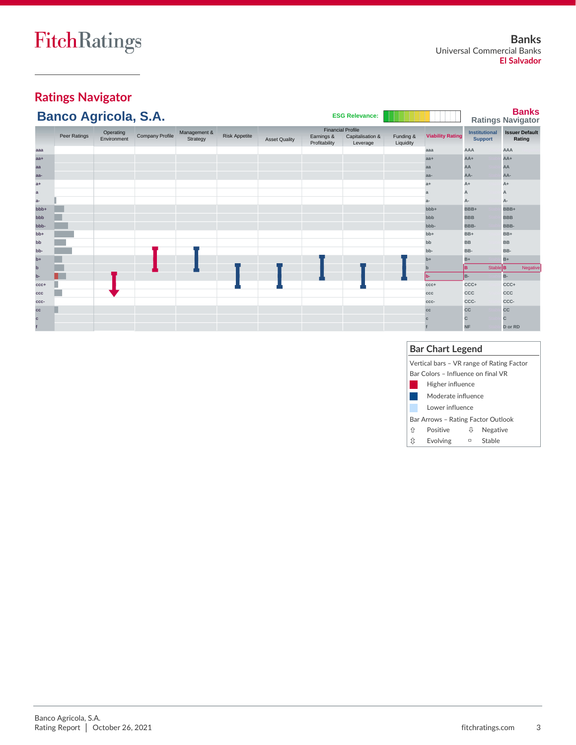## Ratings Navigator

### Banco Agricola, S.A.

ESG Relevance:

**Banks Ratings Navigator**

| | Peer Ratings | Operating Environment | Company Profile | Management & Strategy | Risk Appetite | Asset Quality | Financial Profile: Earnings & Profitability | Financial Profile: Capitalisation & Leverage | Financial Profile: Funding & Liquidity | Viability Rating | Institutional Support | Issuer Default Rating |
|---|---|---|---|---|---|---|---|---|---|---|---|---|
| aaa | | | | | | | | | | aaa | AAA | AAA |
| aa+ | | | | | | | | | | aa+ | AA+ | AA+ |
| aa | | | | | | | | | | aa | AA | AA |
| aa- | | | | | | | | | | aa- | AA- | AA- |
| a+ | | | | | | | | | | a+ | A+ | A+ |
| a | | | | | | | | | | a | A | A |
| a- | | | | | | | | | | a- | A- | A- |
| bbb+ | | | | | | | | | | bbb+ | BBB+ | BBB+ |
| bbb | | | | | | | | | | bbb | BBB | BBB |
| bbb- | | | | | | | | | | bbb- | BBB- | BBB- |
| bb+ | | | | | | | | | | bb+ | BB+ | BB+ |
| bb | | | | | | | | | | bb | BB | BB |
| bb- | | | | | | | | | | bb- | BB- | BB- |
| b+ | | | | | | | | | | b+ | B+ | B+ |
| b | | | | | | | | | | b | B Stable | B Negative |
| b- | | | | | | | | | | b- | B- | B- |
| ccc+ | | | | | | | | | | ccc+ | CCC+ | CCC+ |
| ccc | | | | | | | | | | ccc | CCC | CCC |
| ccc- | | | | | | | | | | ccc- | CCC- | CCC- |
| cc | | | | | | | | | | cc | CC | CC |
| c | | | | | | | | | | c | C | C |
| f | | | | | | | | | | f | NF | D or RD |

**Bar Chart Legend**

Vertical bars – VR range of Rating Factor

Bar Colors – Influence on final VR

- Higher influence
- Moderate influence
- Lower influence

Bar Arrows – Rating Factor Outlook

- ⇧ Positive
- ⇩ Negative
- ⇳ Evolving
- ▫ Stable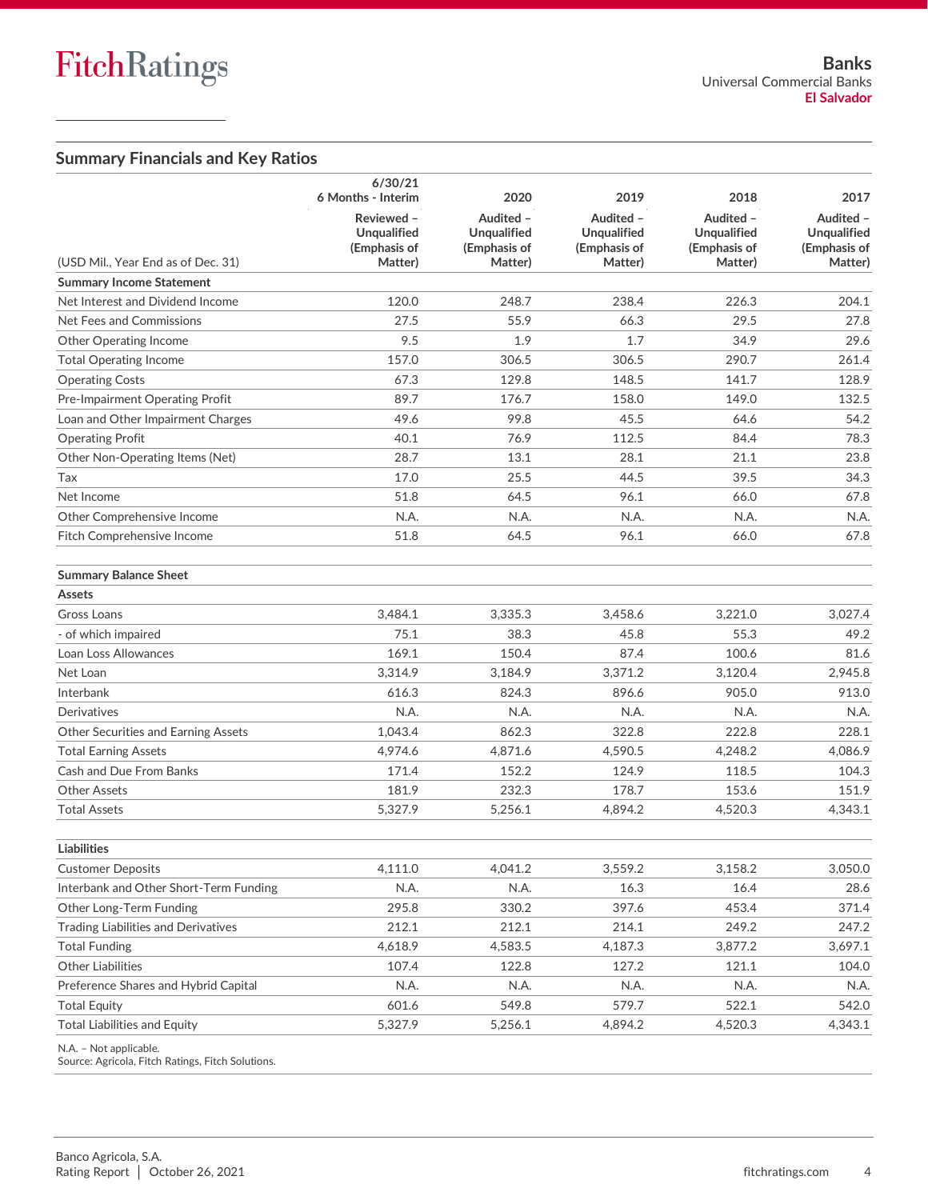## Summary Financials and Key Ratios

| (USD Mil., Year End as of Dec. 31) | 6/30/21 6 Months - Interim Reviewed – Unqualified (Emphasis of Matter) | 2020 Audited – Unqualified (Emphasis of Matter) | 2019 Audited – Unqualified (Emphasis of Matter) | 2018 Audited – Unqualified (Emphasis of Matter) | 2017 Audited – Unqualified (Emphasis of Matter) |
|---|---|---|---|---|---|
| **Summary Income Statement** | | | | | |
| Net Interest and Dividend Income | 120.0 | 248.7 | 238.4 | 226.3 | 204.1 |
| Net Fees and Commissions | 27.5 | 55.9 | 66.3 | 29.5 | 27.8 |
| Other Operating Income | 9.5 | 1.9 | 1.7 | 34.9 | 29.6 |
| Total Operating Income | 157.0 | 306.5 | 306.5 | 290.7 | 261.4 |
| Operating Costs | 67.3 | 129.8 | 148.5 | 141.7 | 128.9 |
| Pre-Impairment Operating Profit | 89.7 | 176.7 | 158.0 | 149.0 | 132.5 |
| Loan and Other Impairment Charges | 49.6 | 99.8 | 45.5 | 64.6 | 54.2 |
| Operating Profit | 40.1 | 76.9 | 112.5 | 84.4 | 78.3 |
| Other Non-Operating Items (Net) | 28.7 | 13.1 | 28.1 | 21.1 | 23.8 |
| Tax | 17.0 | 25.5 | 44.5 | 39.5 | 34.3 |
| Net Income | 51.8 | 64.5 | 96.1 | 66.0 | 67.8 |
| Other Comprehensive Income | N.A. | N.A. | N.A. | N.A. | N.A. |
| Fitch Comprehensive Income | 51.8 | 64.5 | 96.1 | 66.0 | 67.8 |
| | | | | | |
| **Summary Balance Sheet** | | | | | |
| **Assets** | | | | | |
| Gross Loans | 3,484.1 | 3,335.3 | 3,458.6 | 3,221.0 | 3,027.4 |
| - of which impaired | 75.1 | 38.3 | 45.8 | 55.3 | 49.2 |
| Loan Loss Allowances | 169.1 | 150.4 | 87.4 | 100.6 | 81.6 |
| Net Loan | 3,314.9 | 3,184.9 | 3,371.2 | 3,120.4 | 2,945.8 |
| Interbank | 616.3 | 824.3 | 896.6 | 905.0 | 913.0 |
| Derivatives | N.A. | N.A. | N.A. | N.A. | N.A. |
| Other Securities and Earning Assets | 1,043.4 | 862.3 | 322.8 | 222.8 | 228.1 |
| Total Earning Assets | 4,974.6 | 4,871.6 | 4,590.5 | 4,248.2 | 4,086.9 |
| Cash and Due From Banks | 171.4 | 152.2 | 124.9 | 118.5 | 104.3 |
| Other Assets | 181.9 | 232.3 | 178.7 | 153.6 | 151.9 |
| Total Assets | 5,327.9 | 5,256.1 | 4,894.2 | 4,520.3 | 4,343.1 |
| | | | | | |
| **Liabilities** | | | | | |
| Customer Deposits | 4,111.0 | 4,041.2 | 3,559.2 | 3,158.2 | 3,050.0 |
| Interbank and Other Short-Term Funding | N.A. | N.A. | 16.3 | 16.4 | 28.6 |
| Other Long-Term Funding | 295.8 | 330.2 | 397.6 | 453.4 | 371.4 |
| Trading Liabilities and Derivatives | 212.1 | 212.1 | 214.1 | 249.2 | 247.2 |
| Total Funding | 4,618.9 | 4,583.5 | 4,187.3 | 3,877.2 | 3,697.1 |
| Other Liabilities | 107.4 | 122.8 | 127.2 | 121.1 | 104.0 |
| Preference Shares and Hybrid Capital | N.A. | N.A. | N.A. | N.A. | N.A. |
| Total Equity | 601.6 | 549.8 | 579.7 | 522.1 | 542.0 |
| Total Liabilities and Equity | 5,327.9 | 5,256.1 | 4,894.2 | 4,520.3 | 4,343.1 |

N.A. – Not applicable.
Source: Agricola, Fitch Ratings, Fitch Solutions.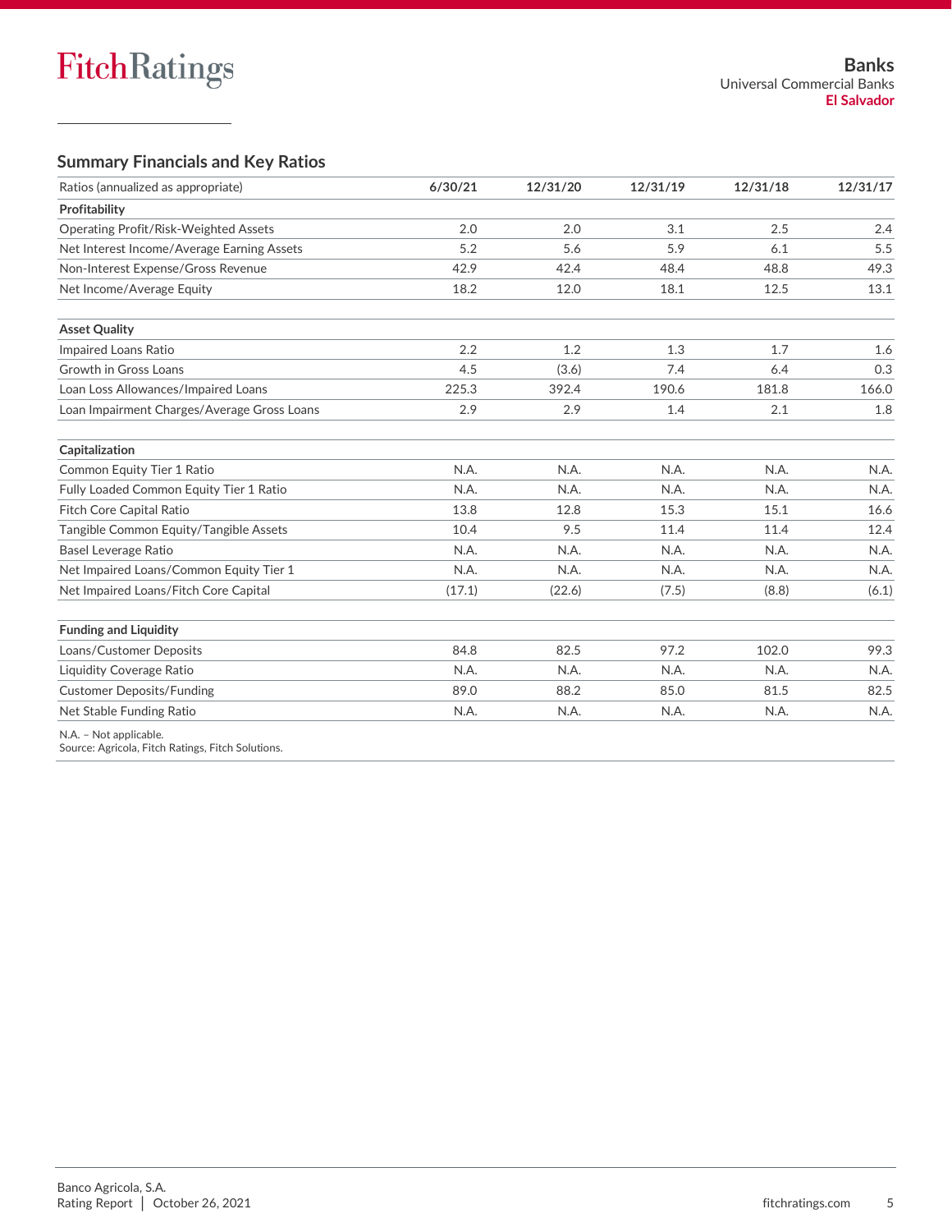## Summary Financials and Key Ratios

| Ratios (annualized as appropriate) | 6/30/21 | 12/31/20 | 12/31/19 | 12/31/18 | 12/31/17 |
|---|---|---|---|---|---|
| **Profitability** | | | | | |
| Operating Profit/Risk-Weighted Assets | 2.0 | 2.0 | 3.1 | 2.5 | 2.4 |
| Net Interest Income/Average Earning Assets | 5.2 | 5.6 | 5.9 | 6.1 | 5.5 |
| Non-Interest Expense/Gross Revenue | 42.9 | 42.4 | 48.4 | 48.8 | 49.3 |
| Net Income/Average Equity | 18.2 | 12.0 | 18.1 | 12.5 | 13.1 |
| | | | | | |
| **Asset Quality** | | | | | |
| Impaired Loans Ratio | 2.2 | 1.2 | 1.3 | 1.7 | 1.6 |
| Growth in Gross Loans | 4.5 | (3.6) | 7.4 | 6.4 | 0.3 |
| Loan Loss Allowances/Impaired Loans | 225.3 | 392.4 | 190.6 | 181.8 | 166.0 |
| Loan Impairment Charges/Average Gross Loans | 2.9 | 2.9 | 1.4 | 2.1 | 1.8 |
| | | | | | |
| **Capitalization** | | | | | |
| Common Equity Tier 1 Ratio | N.A. | N.A. | N.A. | N.A. | N.A. |
| Fully Loaded Common Equity Tier 1 Ratio | N.A. | N.A. | N.A. | N.A. | N.A. |
| Fitch Core Capital Ratio | 13.8 | 12.8 | 15.3 | 15.1 | 16.6 |
| Tangible Common Equity/Tangible Assets | 10.4 | 9.5 | 11.4 | 11.4 | 12.4 |
| Basel Leverage Ratio | N.A. | N.A. | N.A. | N.A. | N.A. |
| Net Impaired Loans/Common Equity Tier 1 | N.A. | N.A. | N.A. | N.A. | N.A. |
| Net Impaired Loans/Fitch Core Capital | (17.1) | (22.6) | (7.5) | (8.8) | (6.1) |
| | | | | | |
| **Funding and Liquidity** | | | | | |
| Loans/Customer Deposits | 84.8 | 82.5 | 97.2 | 102.0 | 99.3 |
| Liquidity Coverage Ratio | N.A. | N.A. | N.A. | N.A. | N.A. |
| Customer Deposits/Funding | 89.0 | 88.2 | 85.0 | 81.5 | 82.5 |
| Net Stable Funding Ratio | N.A. | N.A. | N.A. | N.A. | N.A. |

N.A. – Not applicable.
Source: Agricola, Fitch Ratings, Fitch Solutions.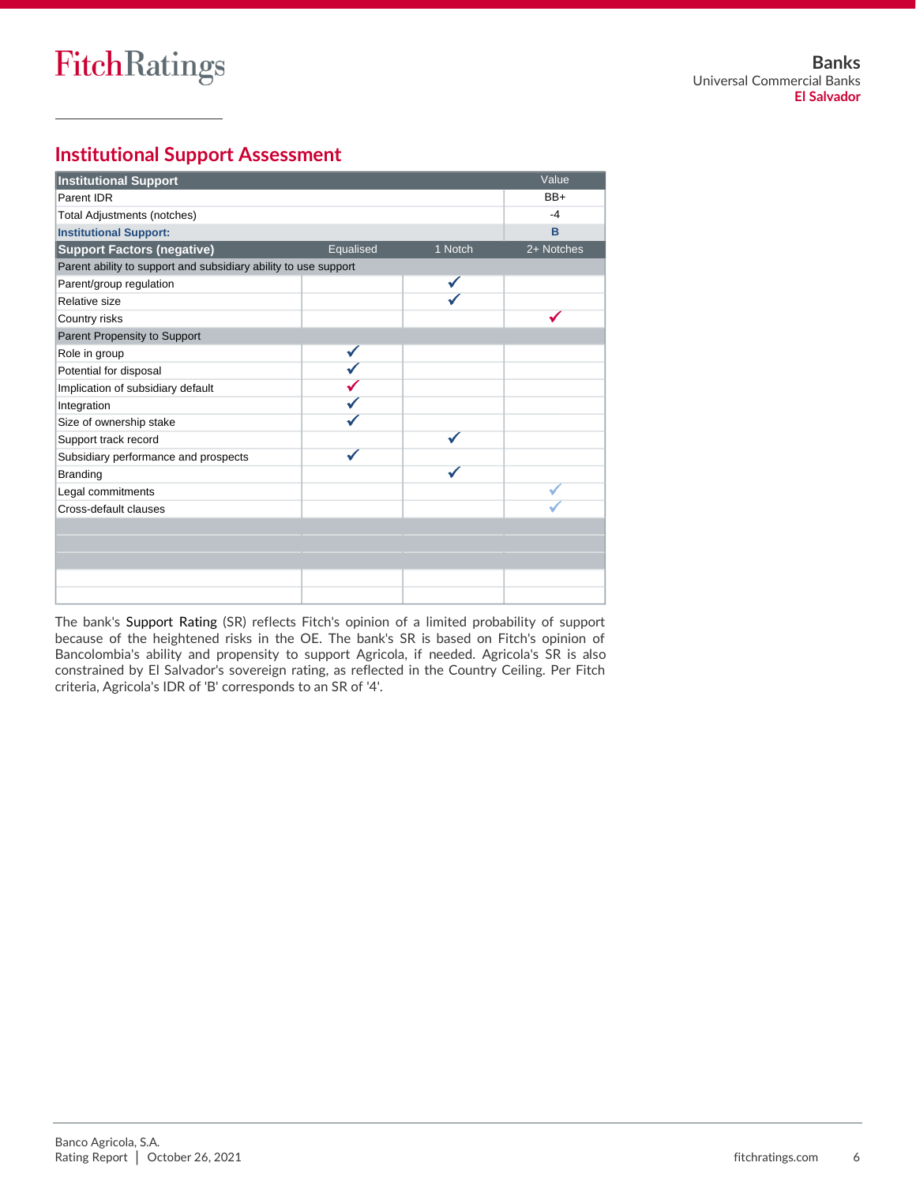## Institutional Support Assessment

| Institutional Support | | | Value |
|---|---|---|---|
| Parent IDR | | | BB+ |
| Total Adjustments (notches) | | | -4 |
| **Institutional Support:** | | | **B** |

| Support Factors (negative) | Equalised | 1 Notch | 2+ Notches |
|---|---|---|---|
| **Parent ability to support and subsidiary ability to use support** | | | |
| Parent/group regulation | | ✓ | |
| Relative size | | ✓ | |
| Country risks | | | ✓ |
| **Parent Propensity to Support** | | | |
| Role in group | ✓ | | |
| Potential for disposal | ✓ | | |
| Implication of subsidiary default | ✓ | | |
| Integration | ✓ | | |
| Size of ownership stake | ✓ | | |
| Support track record | | ✓ | |
| Subsidiary performance and prospects | ✓ | | |
| Branding | | ✓ | |
| Legal commitments | | | ✓ |
| Cross-default clauses | | | ✓ |

The bank's Support Rating (SR) reflects Fitch's opinion of a limited probability of support because of the heightened risks in the OE. The bank's SR is based on Fitch's opinion of Bancolombia's ability and propensity to support Agricola, if needed. Agricola's SR is also constrained by El Salvador's sovereign rating, as reflected in the Country Ceiling. Per Fitch criteria, Agricola's IDR of 'B' corresponds to an SR of '4'.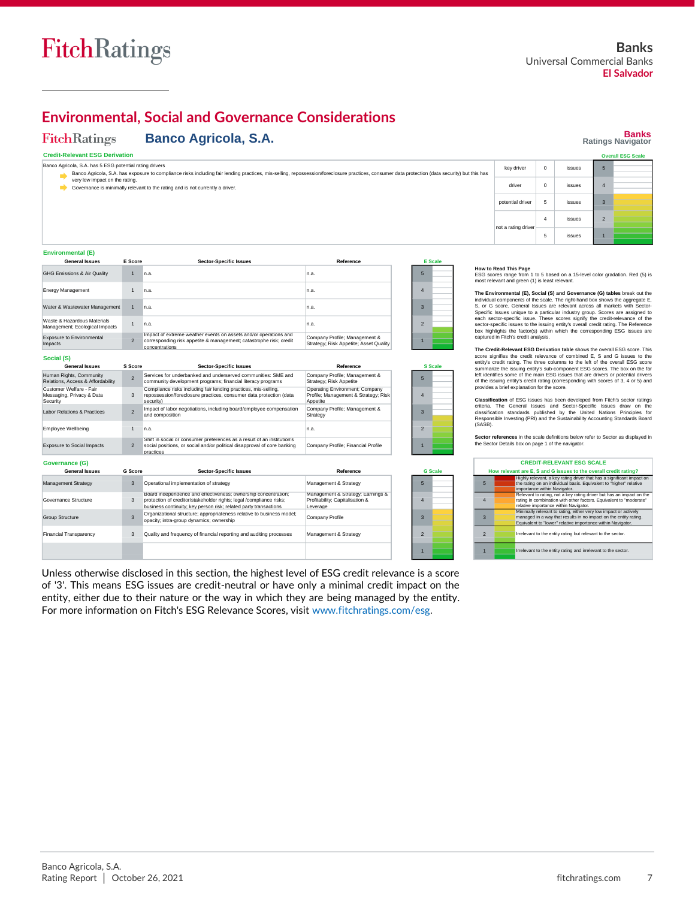# Environmental, Social and Governance Considerations

**FitchRatings** **Banco Agricola, S.A.**

**Banks Ratings Navigator**

### Credit-Relevant ESG Derivation

Banco Agricola, S.A. has 5 ESG potential rating drivers

- Banco Agricola, S.A. has exposure to compliance risks including fair lending practices, mis-selling, repossession/foreclosure practices, consumer data protection (data security) but this has very low impact on the rating.
- Governance is minimally relevant to the rating and is not currently a driver.

| | | | Overall ESG Scale |
|---|---|---|---|
| key driver | 0 | issues | 5 |
| driver | 0 | issues | 4 |
| potential driver | 5 | issues | 3 |
| not a rating driver | 4 | issues | 2 |
| | 5 | issues | 1 |

### Environmental (E)

| General Issues | E Score | Sector-Specific Issues | Reference | E Scale |
|---|---|---|---|---|
| GHG Emissions & Air Quality | 1 | n.a. | n.a. | 5 |
| Energy Management | 1 | n.a. | n.a. | 4 |
| Water & Wastewater Management | 1 | n.a. | n.a. | 3 |
| Waste & Hazardous Materials Management; Ecological Impacts | 1 | n.a. | n.a. | 2 |
| Exposure to Environmental Impacts | 2 | Impact of extreme weather events on assets and/or operations and corresponding risk appetite & management; catastrophe risk; credit concentrations | Company Profile; Management & Strategy; Risk Appetite; Asset Quality | 1 |

### Social (S)

| General Issues | S Score | Sector-Specific Issues | Reference | S Scale |
|---|---|---|---|---|
| Human Rights, Community Relations, Access & Affordability | 2 | Services for underbanked and underserved communities: SME and community development programs; financial literacy programs | Company Profile; Management & Strategy; Risk Appetite | 5 |
| Customer Welfare - Fair Messaging, Privacy & Data Security | 3 | Compliance risks including fair lending practices, mis-selling, repossession/foreclosure practices, consumer data protection (data security) | Operating Environment; Company Profile; Management & Strategy; Risk Appetite | 4 |
| Labor Relations & Practices | 2 | Impact of labor negotiations, including board/employee compensation and composition | Company Profile; Management & Strategy | 3 |
| Employee Wellbeing | 1 | n.a. | n.a. | 2 |
| Exposure to Social Impacts | 2 | Shift in social or consumer preferences as a result of an institution's social positions, or social and/or political disapproval of core banking practices | Company Profile; Financial Profile | 1 |

### Governance (G)

| General Issues | G Score | Sector-Specific Issues | Reference | G Scale |
|---|---|---|---|---|
| Management Strategy | 3 | Operational implementation of strategy | Management & Strategy | 5 |
| Governance Structure | 3 | Board independence and effectiveness; ownership concentration; protection of creditor/stakeholder rights; legal /compliance risks; business continuity; key person risk; related party transactions | Management & Strategy; Earnings & Profitability; Capitalisation & Leverage | 4 |
| Group Structure | 3 | Organizational structure; appropriateness relative to business model; opacity; intra-group dynamics; ownership | Company Profile | 3 |
| Financial Transparency | 3 | Quality and frequency of financial reporting and auditing processes | Management & Strategy | 2 |
| | | | | 1 |

**How to Read This Page**
ESG scores range from 1 to 5 based on a 15-level color gradation. Red (5) is most relevant and green (1) is least relevant.

**The Environmental (E), Social (S) and Governance (G) tables** break out the individual components of the scale. The right-hand box shows the aggregate E, S, or G score. General Issues are relevant across all markets with Sector-Specific Issues unique to a particular industry group. Scores are assigned to each sector-specific issue. These scores signify the credit-relevance of the sector-specific issues to the issuing entity's overall credit rating. The Reference box highlights the factor(s) within which the corresponding ESG issues are captured in Fitch's credit analysis.

**The Credit-Relevant ESG Derivation table** shows the overall ESG score. This score signifies the credit relevance of combined E, S and G issues to the entity's credit rating. The three columns to the left of the overall ESG score summarize the issuing entity's sub-component ESG scores. The box on the far left identifies some of the main ESG issues that are drivers or potential drivers of the issuing entity's credit rating (corresponding with scores of 3, 4 or 5) and provides a brief explanation for the score.

**Classification** of ESG issues has been developed from Fitch's sector ratings criteria. The General Issues and Sector-Specific Issues draw on the classification standards published by the United Nations Principles for Responsible Investing (PRI) and the Sustainability Accounting Standards Board (SASB).

**Sector references** in the scale definitions below refer to Sector as displayed in the Sector Details box on page 1 of the navigator.

**CREDIT-RELEVANT ESG SCALE**

How relevant are E, S and G issues to the overall credit rating?

| Score | Description |
|---|---|
| 5 | Highly relevant, a key rating driver that has a significant impact on the rating on an individual basis. Equivalent to "higher" relative importance within Navigator. |
| 4 | Relevant to rating, not a key rating driver but has an impact on the rating in combination with other factors. Equivalent to "moderate" relative importance within Navigator. |
| 3 | Minimally relevant to rating, either very low impact or actively managed in a way that results in no impact on the entity rating. Equivalent to "lower" relative importance within Navigator. |
| 2 | Irrelevant to the entity rating but relevant to the sector. |
| 1 | Irrelevant to the entity rating and irrelevant to the sector. |

Unless otherwise disclosed in this section, the highest level of ESG credit relevance is a score of '3'. This means ESG issues are credit-neutral or have only a minimal credit impact on the entity, either due to their nature or the way in which they are being managed by the entity. For more information on Fitch's ESG Relevance Scores, visit www.fitchratings.com/esg.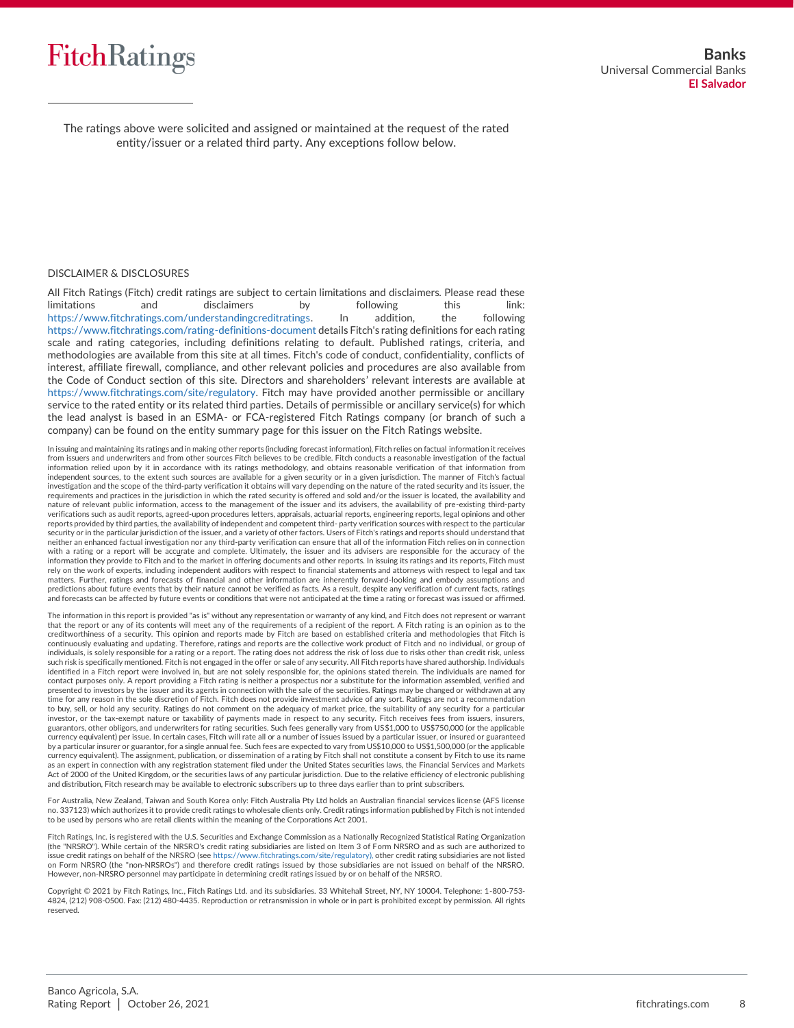The ratings above were solicited and assigned or maintained at the request of the rated entity/issuer or a related third party. Any exceptions follow below.

DISCLAIMER & DISCLOSURES

All Fitch Ratings (Fitch) credit ratings are subject to certain limitations and disclaimers. Please read these limitations and disclaimers by following this link: https://www.fitchratings.com/understandingcreditratings. In addition, the following https://www.fitchratings.com/rating-definitions-document details Fitch's rating definitions for each rating scale and rating categories, including definitions relating to default. Published ratings, criteria, and methodologies are available from this site at all times. Fitch's code of conduct, confidentiality, conflicts of interest, affiliate firewall, compliance, and other relevant policies and procedures are also available from the Code of Conduct section of this site. Directors and shareholders' relevant interests are available at https://www.fitchratings.com/site/regulatory. Fitch may have provided another permissible or ancillary service to the rated entity or its related third parties. Details of permissible or ancillary service(s) for which the lead analyst is based in an ESMA- or FCA-registered Fitch Ratings company (or branch of such a company) can be found on the entity summary page for this issuer on the Fitch Ratings website.

In issuing and maintaining its ratings and in making other reports (including forecast information), Fitch relies on factual information it receives from issuers and underwriters and from other sources Fitch believes to be credible. Fitch conducts a reasonable investigation of the factual information relied upon by it in accordance with its ratings methodology, and obtains reasonable verification of that information from independent sources, to the extent such sources are available for a given security or in a given jurisdiction. The manner of Fitch's factual investigation and the scope of the third-party verification it obtains will vary depending on the nature of the rated security and its issuer, the requirements and practices in the jurisdiction in which the rated security is offered and sold and/or the issuer is located, the availability and nature of relevant public information, access to the management of the issuer and its advisers, the availability of pre-existing third-party verifications such as audit reports, agreed-upon procedures letters, appraisals, actuarial reports, engineering reports, legal opinions and other reports provided by third parties, the availability of independent and competent third- party verification sources with respect to the particular security or in the particular jurisdiction of the issuer, and a variety of other factors. Users of Fitch's ratings and reports should understand that neither an enhanced factual investigation nor any third-party verification can ensure that all of the information Fitch relies on in connection with a rating or a report will be accurate and complete. Ultimately, the issuer and its advisers are responsible for the accuracy of the information they provide to Fitch and to the market in offering documents and other reports. In issuing its ratings and its reports, Fitch must rely on the work of experts, including independent auditors with respect to financial statements and attorneys with respect to legal and tax matters. Further, ratings and forecasts of financial and other information are inherently forward-looking and embody assumptions and predictions about future events that by their nature cannot be verified as facts. As a result, despite any verification of current facts, ratings and forecasts can be affected by future events or conditions that were not anticipated at the time a rating or forecast was issued or affirmed.

The information in this report is provided "as is" without any representation or warranty of any kind, and Fitch does not represent or warrant that the report or any of its contents will meet any of the requirements of a recipient of the report. A Fitch rating is an opinion as to the creditworthiness of a security. This opinion and reports made by Fitch are based on established criteria and methodologies that Fitch is continuously evaluating and updating. Therefore, ratings and reports are the collective work product of Fitch and no individual, or group of individuals, is solely responsible for a rating or a report. The rating does not address the risk of loss due to risks other than credit risk, unless such risk is specifically mentioned. Fitch is not engaged in the offer or sale of any security. All Fitch reports have shared authorship. Individuals identified in a Fitch report were involved in, but are not solely responsible for, the opinions stated therein. The individuals are named for contact purposes only. A report providing a Fitch rating is neither a prospectus nor a substitute for the information assembled, verified and presented to investors by the issuer and its agents in connection with the sale of the securities. Ratings may be changed or withdrawn at any time for any reason in the sole discretion of Fitch. Fitch does not provide investment advice of any sort. Ratings are not a recommendation to buy, sell, or hold any security. Ratings do not comment on the adequacy of market price, the suitability of any security for a particular investor, or the tax-exempt nature or taxability of payments made in respect to any security. Fitch receives fees from issuers, insurers, guarantors, other obligors, and underwriters for rating securities. Such fees generally vary from US$1,000 to US$750,000 (or the applicable currency equivalent) per issue. In certain cases, Fitch will rate all or a number of issues issued by a particular issuer, or insured or guaranteed by a particular insurer or guarantor, for a single annual fee. Such fees are expected to vary from US$10,000 to US$1,500,000 (or the applicable currency equivalent). The assignment, publication, or dissemination of a rating by Fitch shall not constitute a consent by Fitch to use its name as an expert in connection with any registration statement filed under the United States securities laws, the Financial Services and Markets Act of 2000 of the United Kingdom, or the securities laws of any particular jurisdiction. Due to the relative efficiency of electronic publishing and distribution, Fitch research may be available to electronic subscribers up to three days earlier than to print subscribers.

For Australia, New Zealand, Taiwan and South Korea only: Fitch Australia Pty Ltd holds an Australian financial services license (AFS license no. 337123) which authorizes it to provide credit ratings to wholesale clients only. Credit ratings information published by Fitch is not intended to be used by persons who are retail clients within the meaning of the Corporations Act 2001.

Fitch Ratings, Inc. is registered with the U.S. Securities and Exchange Commission as a Nationally Recognized Statistical Rating Organization (the "NRSRO"). While certain of the NRSRO's credit rating subsidiaries are listed on Item 3 of Form NRSRO and as such are authorized to issue credit ratings on behalf of the NRSRO (see https://www.fitchratings.com/site/regulatory), other credit rating subsidiaries are not listed on Form NRSRO (the "non-NRSROs") and therefore credit ratings issued by those subsidiaries are not issued on behalf of the NRSRO. However, non-NRSRO personnel may participate in determining credit ratings issued by or on behalf of the NRSRO.

Copyright © 2021 by Fitch Ratings, Inc., Fitch Ratings Ltd. and its subsidiaries. 33 Whitehall Street, NY, NY 10004. Telephone: 1-800-753-4824, (212) 908-0500. Fax: (212) 480-4435. Reproduction or retransmission in whole or in part is prohibited except by permission. All rights reserved.